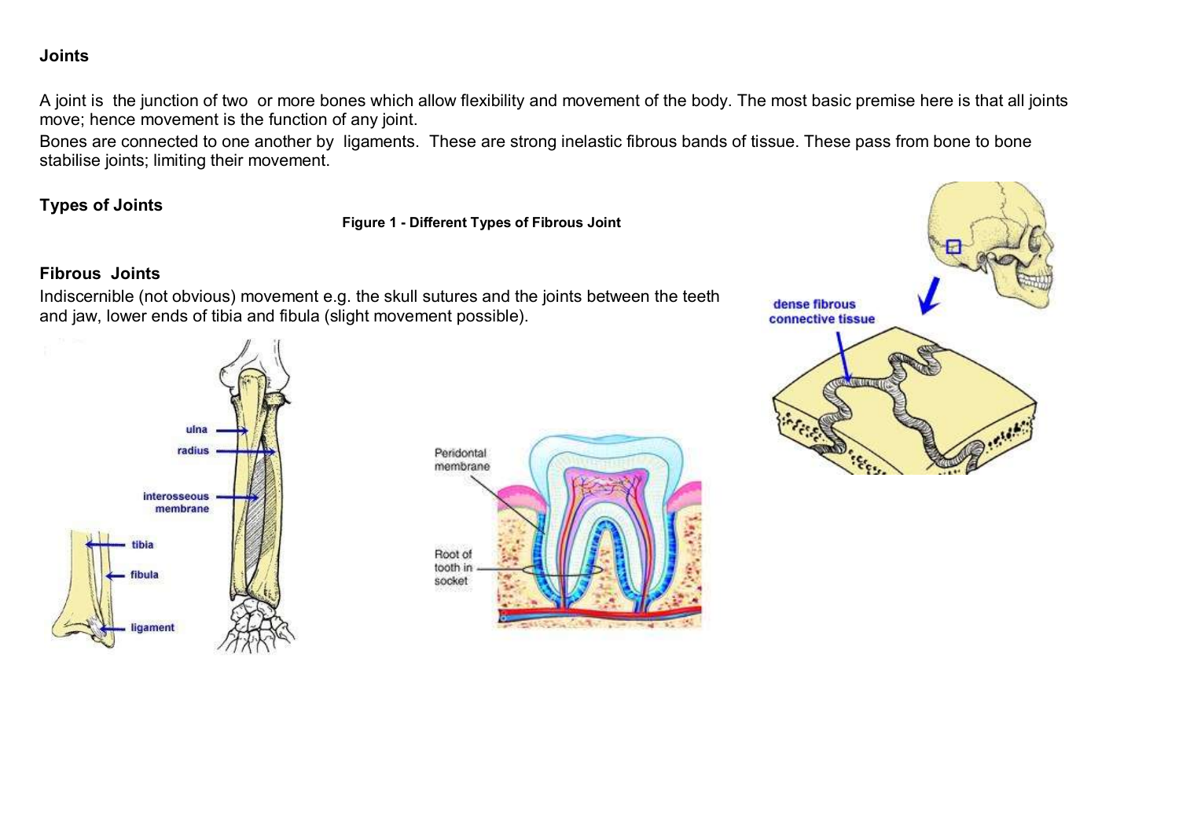# Joints

A joint is the junction of two or more bones which allow flexibility and movement of the body. The most basic premise here is that all joints move; hence movement is the function of any joint.

Bones are connected to one another by ligaments. These are strong inelastic fibrous bands of tissue. These pass from bone to bone stabilise joints; limiting their movement.

## Types of Joints

**Figure 1 - Different Types of Fibrous Joint**

### Fibrous Joints

Indiscernible (not obvious) movement e.g. the skull sutures and the joints between the teeth and jaw, lower ends of tibia and fibula (slight movement possible).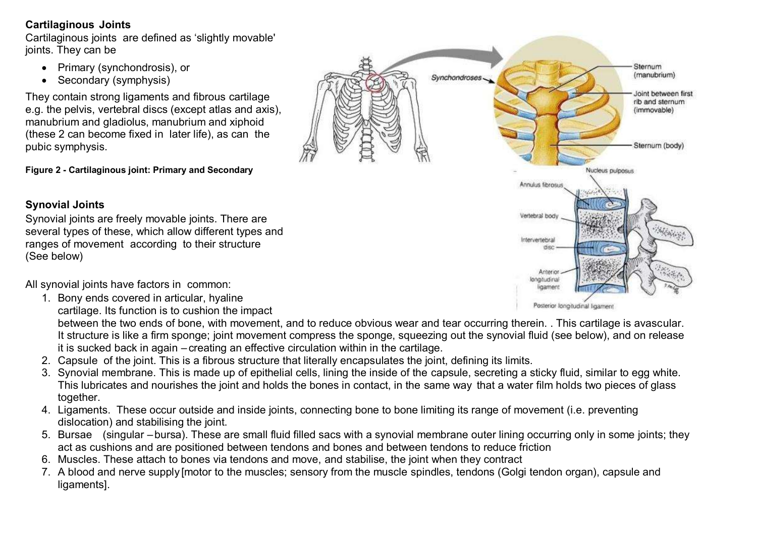## Cartilaginous Joints

Cartilaginous joints are defined as 'slightly movable' joints. They can be

- Primary (synchondrosis), or
- Secondary (symphysis)

They contain strong ligaments and fibrous cartilage e.g. the pelvis, vertebral discs (except atlas and axis), manubrium and gladiolus, manubrium and xiphoid (these 2 can become fixed in later life), as can the pubic symphysis.

**Figure 2 - Cartilaginous joint: Primary and Secondary**

## Synovial Joints

Synovial joints are freely movable joints. There are several types of these, which allow different types and ranges of movement according to their structure (See below)

All synovial joints have factors in common:

1. Bony ends covered in articular, hyaline cartilage. Its function is to cushion the impact between the two ends of bone, with movement, and to reduce obvious wear and tear occurring therein. . This cartilage is avascular. It structure is like a firm sponge; joint movement compress the sponge, squeezing out the synovial fluid (see below), and on release it is sucked back in again – creating an effective circulation within in the cartilage.
2. Capsule of the joint. This is a fibrous structure that literally encapsulates the joint, defining its limits.
3. Synovial membrane. This is made up of epithelial cells, lining the inside of the capsule, secreting a sticky fluid, similar to egg white. This lubricates and nourishes the joint and holds the bones in contact, in the same way that a water film holds two pieces of glass together.
4. Ligaments. These occur outside and inside joints, connecting bone to bone limiting its range of movement (i.e. preventing dislocation) and stabilising the joint.
5. Bursae (singular – bursa). These are small fluid filled sacs with a synovial membrane outer lining occurring only in some joints; they act as cushions and are positioned between tendons and bones and between tendons to reduce friction
6. Muscles. These attach to bones via tendons and move, and stabilise, the joint when they contract
7. A blood and nerve supply [motor to the muscles; sensory from the muscle spindles, tendons (Golgi tendon organ), capsule and ligaments].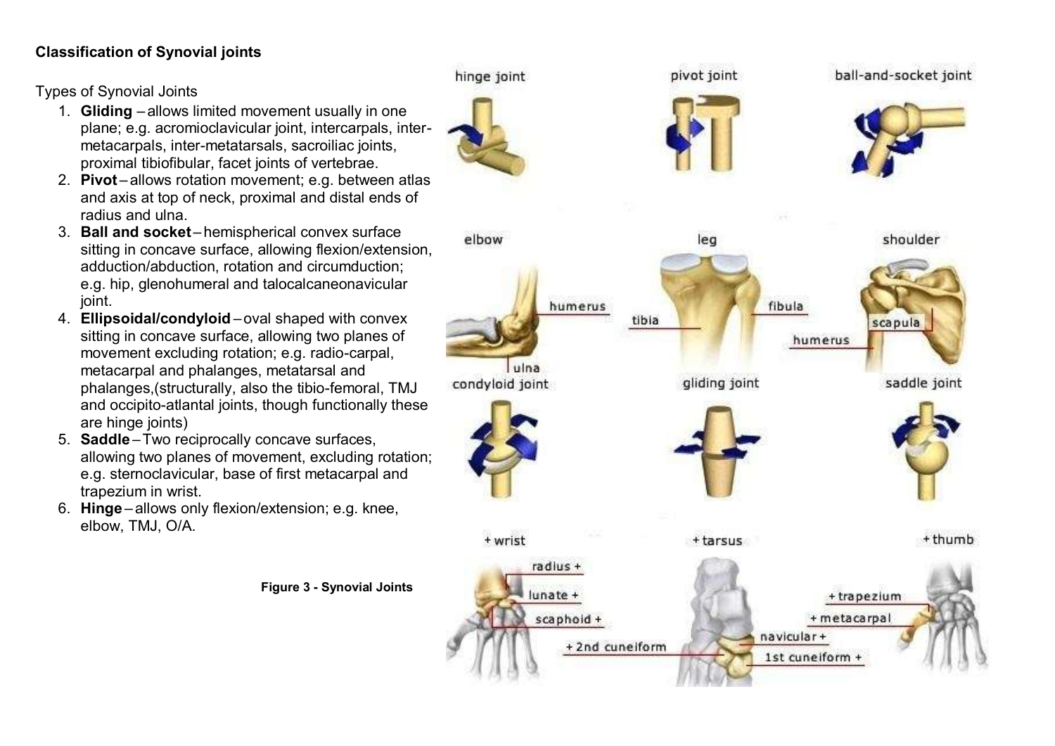**Classification of Synovial joints**

Types of Synovial Joints

1. **Gliding** – allows limited movement usually in one plane; e.g. acromioclavicular joint, intercarpals, inter-metacarpals, inter-metatarsals, sacroiliac joints, proximal tibiofibular, facet joints of vertebrae.
2. **Pivot** – allows rotation movement; e.g. between atlas and axis at top of neck, proximal and distal ends of radius and ulna.
3. **Ball and socket** – hemispherical convex surface sitting in concave surface, allowing flexion/extension, adduction/abduction, rotation and circumduction; e.g. hip, glenohumeral and talocalcaneonavicular joint.
4. **Ellipsoidal/condyloid** – oval shaped with convex sitting in concave surface, allowing two planes of movement excluding rotation; e.g. radio-carpal, metacarpal and phalanges, metatarsal and phalanges,(structurally, also the tibio-femoral, TMJ and occipito-atlantal joints, though functionally these are hinge joints)
5. **Saddle** – Two reciprocally concave surfaces, allowing two planes of movement, excluding rotation; e.g. sternoclavicular, base of first metacarpal and trapezium in wrist.
6. **Hinge** – allows only flexion/extension; e.g. knee, elbow, TMJ, O/A.

**Figure 3 - Synovial Joints**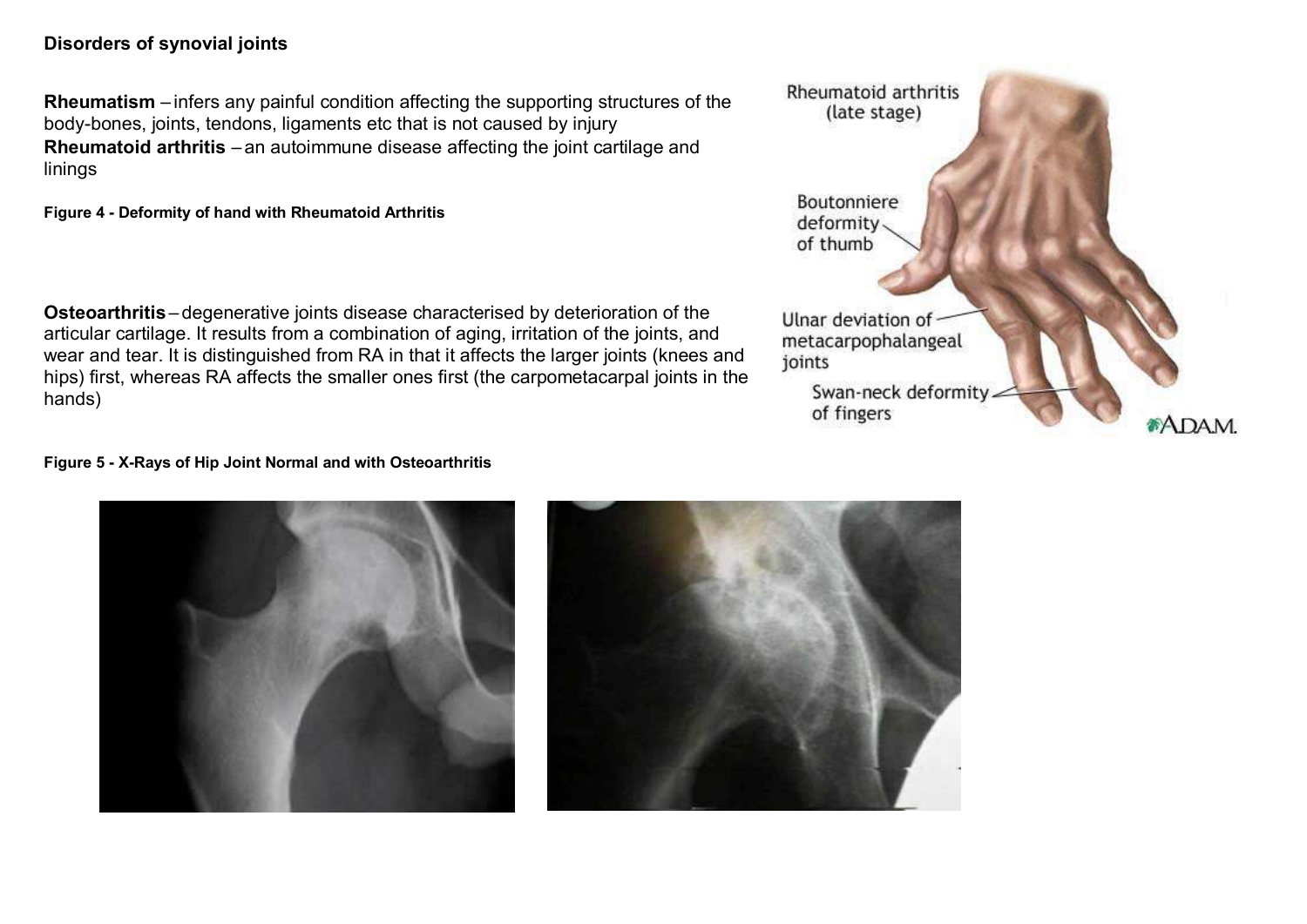**Disorders of synovial joints**

**Rheumatism** – infers any painful condition affecting the supporting structures of the body-bones, joints, tendons, ligaments etc that is not caused by injury

**Rheumatoid arthritis** – an autoimmune disease affecting the joint cartilage and linings

**Figure 4 - Deformity of hand with Rheumatoid Arthritis**

**Osteoarthritis** – degenerative joints disease characterised by deterioration of the articular cartilage. It results from a combination of aging, irritation of the joints, and wear and tear. It is distinguished from RA in that it affects the larger joints (knees and hips) first, whereas RA affects the smaller ones first (the carpometacarpal joints in the hands)

**Figure 5 - X-Rays of Hip Joint Normal and with Osteoarthritis**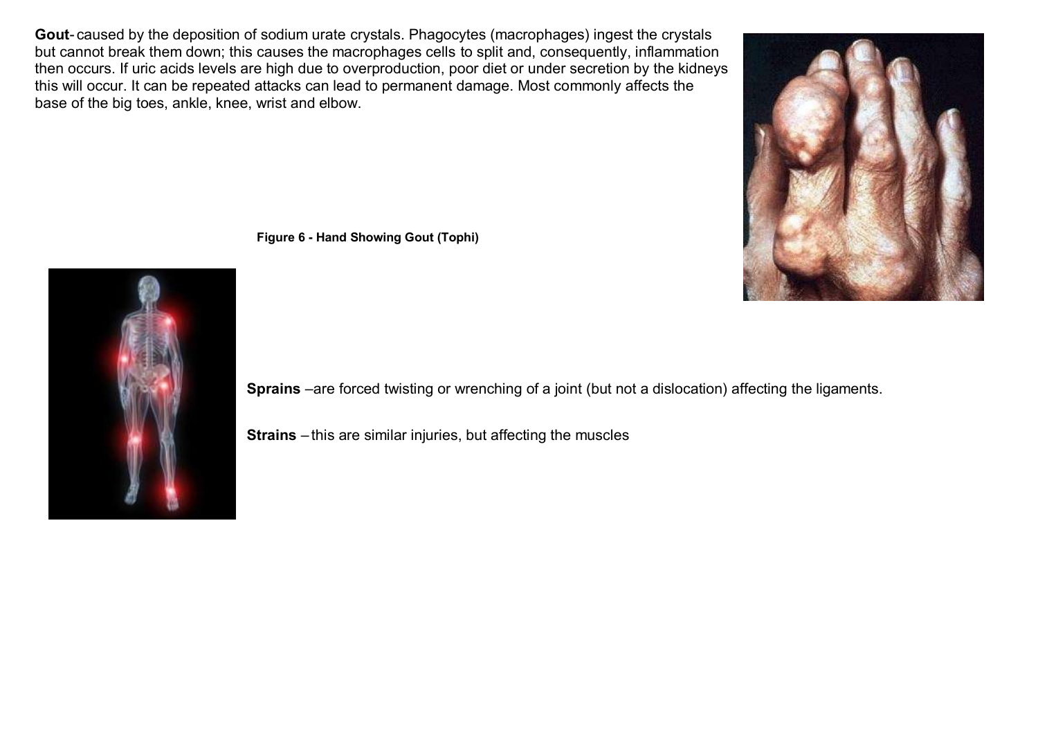**Gout**- caused by the deposition of sodium urate crystals. Phagocytes (macrophages) ingest the crystals but cannot break them down; this causes the macrophages cells to split and, consequently, inflammation then occurs. If uric acids levels are high due to overproduction, poor diet or under secretion by the kidneys this will occur. It can be repeated attacks can lead to permanent damage. Most commonly affects the base of the big toes, ankle, knee, wrist and elbow.

**Figure 6 - Hand Showing Gout (Tophi)**

**Sprains** –are forced twisting or wrenching of a joint (but not a dislocation) affecting the ligaments.

**Strains** – this are similar injuries, but affecting the muscles